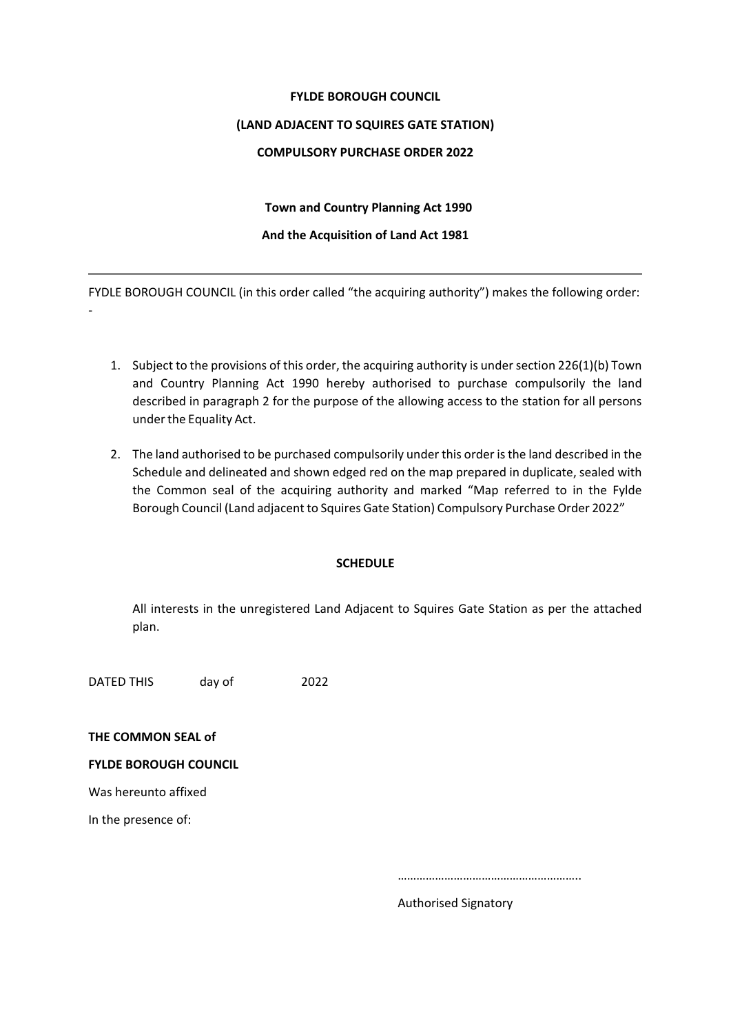**FYLDE BOROUGH COUNCIL**

**(LAND ADJACENT TO SQUIRES GATE STATION)**

**COMPULSORY PURCHASE ORDER 2022**

**Town and Country Planning Act 1990**

**And the Acquisition of Land Act 1981**

---

FYDLE BOROUGH COUNCIL (in this order called "the acquiring authority") makes the following order: -

1. Subject to the provisions of this order, the acquiring authority is under section 226(1)(b) Town and Country Planning Act 1990 hereby authorised to purchase compulsorily the land described in paragraph 2 for the purpose of the allowing access to the station for all persons under the Equality Act.

2. The land authorised to be purchased compulsorily under this order is the land described in the Schedule and delineated and shown edged red on the map prepared in duplicate, sealed with the Common seal of the acquiring authority and marked "Map referred to in the Fylde Borough Council (Land adjacent to Squires Gate Station) Compulsory Purchase Order 2022"

**SCHEDULE**

All interests in the unregistered Land Adjacent to Squires Gate Station as per the attached plan.

DATED THIS day of 2022

**THE COMMON SEAL of**

**FYLDE BOROUGH COUNCIL**

Was hereunto affixed

In the presence of:

…………………………………………………..

Authorised Signatory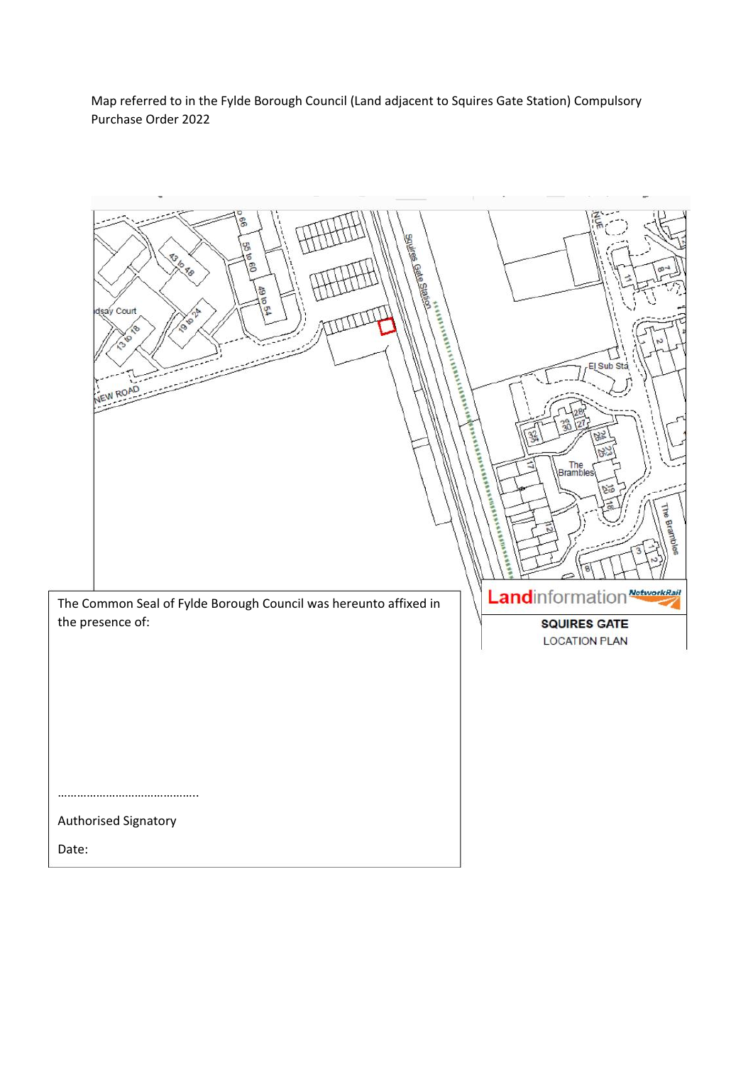Map referred to in the Fylde Borough Council (Land adjacent to Squires Gate Station) Compulsory Purchase Order 2022

Squires Gate Station

NEW ROAD

Landinformation NetworkRail

SQUIRES GATE

LOCATION PLAN

The Common Seal of Fylde Borough Council was hereunto affixed in the presence of:

……………………………………..

Authorised Signatory

Date: